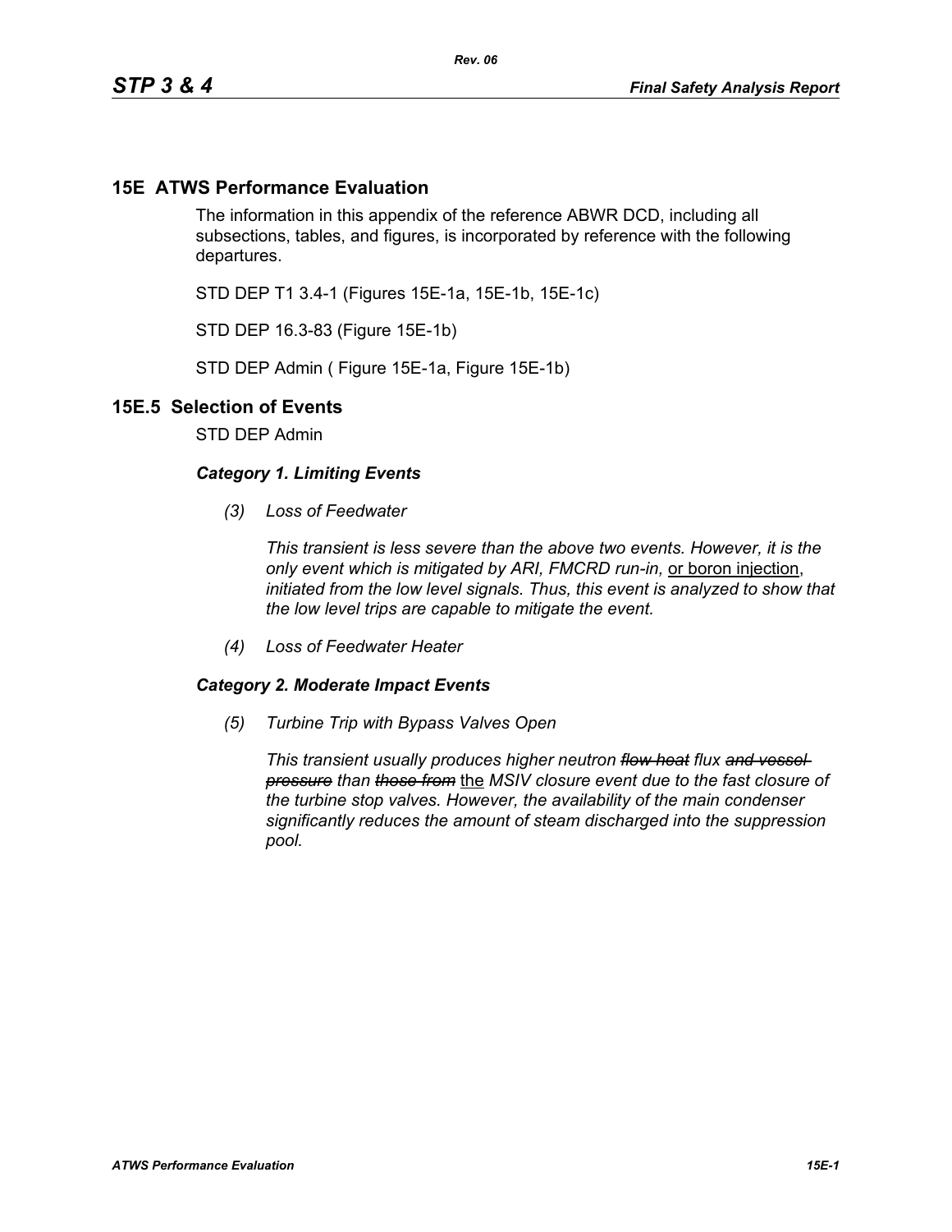# 15E ATWS Performance Evaluation

The information in this appendix of the reference ABWR DCD, including all subsections, tables, and figures, is incorporated by reference with the following departures.

STD DEP T1 3.4-1 (Figures 15E-1a, 15E-1b, 15E-1c)

STD DEP 16.3-83 (Figure 15E-1b)

STD DEP Admin ( Figure 15E-1a, Figure 15E-1b)

## 15E.5 Selection of Events

STD DEP Admin

***Category 1. Limiting Events***

*(3) Loss of Feedwater*

*This transient is less severe than the above two events. However, it is the only event which is mitigated by ARI, FMCRD run-in,* <u>or boron injection</u>, *initiated from the low level signals. Thus, this event is analyzed to show that the low level trips are capable to mitigate the event.*

*(4) Loss of Feedwater Heater*

***Category 2. Moderate Impact Events***

*(5) Turbine Trip with Bypass Valves Open*

*This transient usually produces higher neutron ~~flow heat~~ flux ~~and vessel pressure~~ than ~~those from~~* <u>the</u> *MSIV closure event due to the fast closure of the turbine stop valves. However, the availability of the main condenser significantly reduces the amount of steam discharged into the suppression pool.*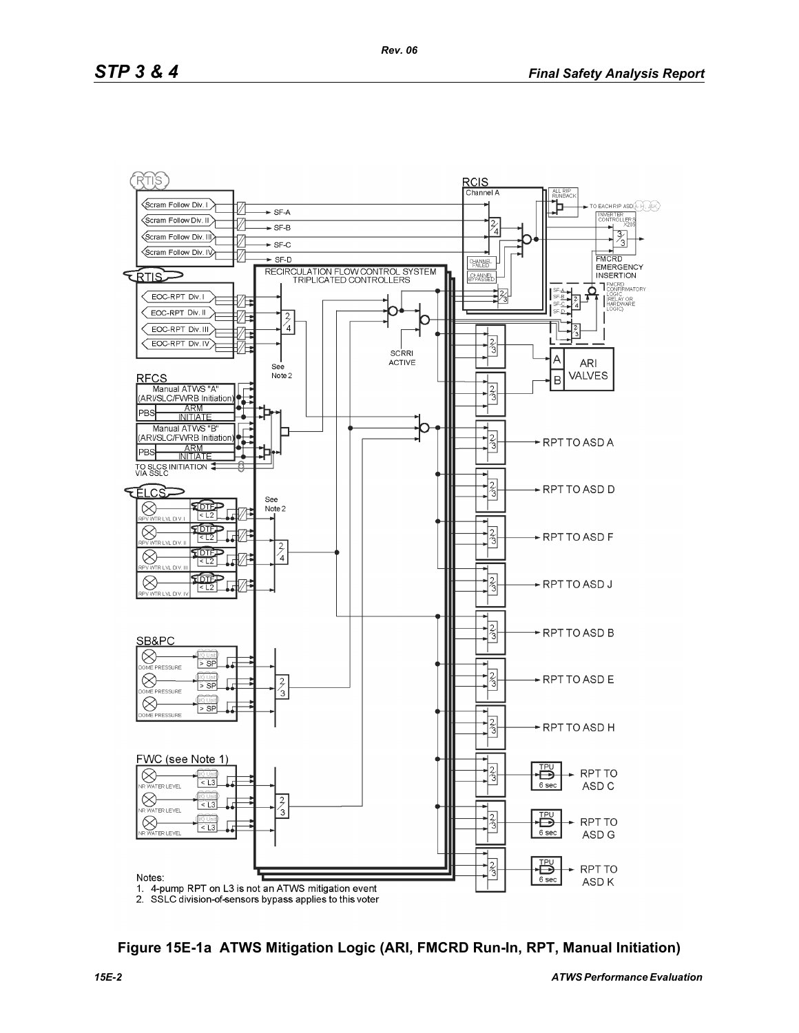Notes:
1. 4-pump RPT on L3 is not an ATWS mitigation event
2. SSLC division-of-sensors bypass applies to this voter

**Figure 15E-1a ATWS Mitigation Logic (ARI, FMCRD Run-In, RPT, Manual Initiation)**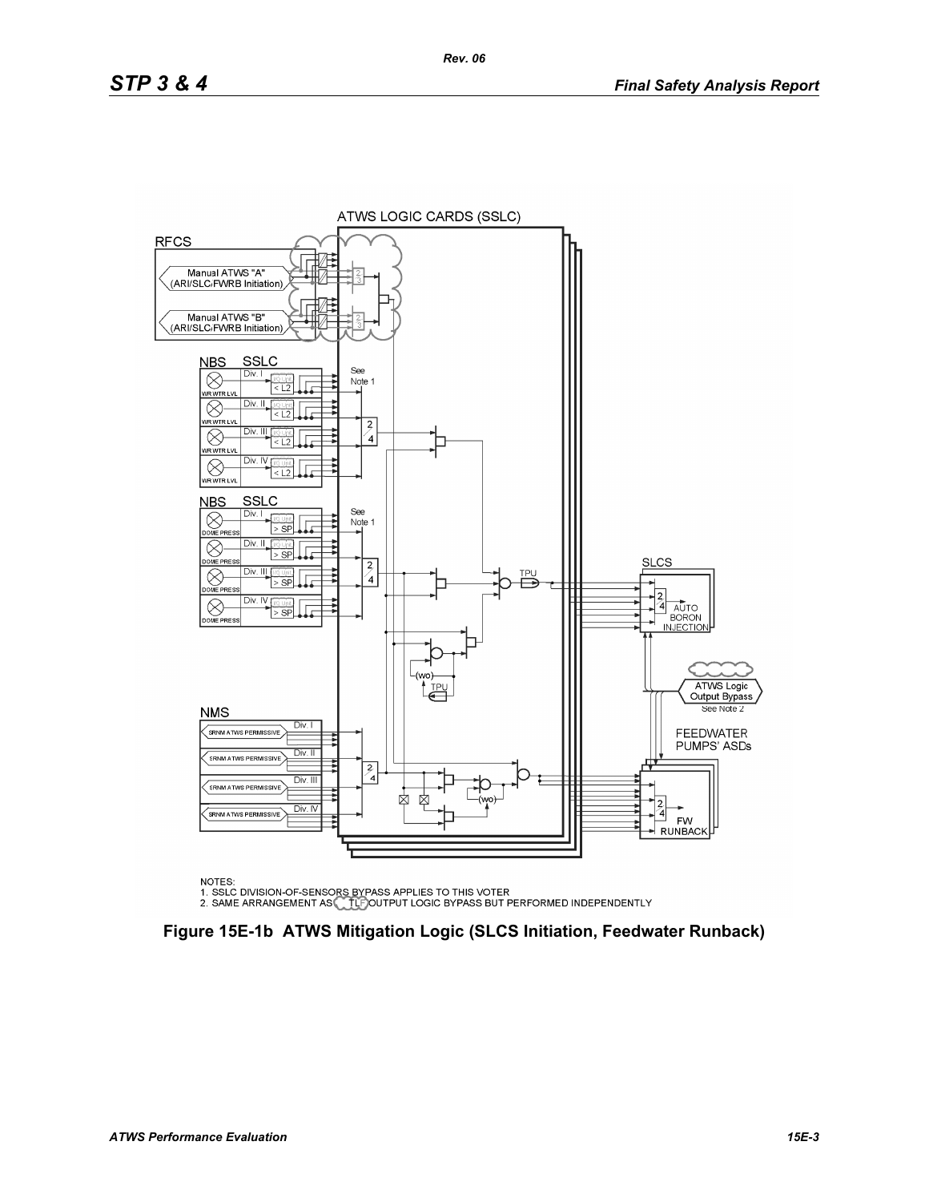ATWS LOGIC CARDS (SSLC)

RFCS

Manual ATWS "A" (ARI/SLC/FWRB Initiation)

Manual ATWS "B" (ARI/SLC/FWRB Initiation)

NBS SSLC

Div. I < L2 WR WTR LVL

Div. II < L2 WR WTR LVL

Div. III < L2 WR WTR LVL

Div. IV < L2 WR WTR LVL

See Note 1

NBS SSLC

Div. I > SP DOME PRESS

Div. II > SP DOME PRESS

Div. III > SP DOME PRESS

Div. IV > SP DOME PRESS

See Note 1

TPU

SLCS

2/4 AUTO BORON INJECTION

(wo)

TPU

ATWS Logic Output Bypass

See Note 2

NMS

SRNM ATWS PERMISSIVE Div. I

SRNM ATWS PERMISSIVE Div. II

SRNM ATWS PERMISSIVE Div. III

SRNM ATWS PERMISSIVE Div. IV

FEEDWATER PUMPS' ASDs

(wo)

2/4 FW RUNBACK

NOTES:
1. SSLC DIVISION-OF-SENSORS BYPASS APPLIES TO THIS VOTER
2. SAME ARRANGEMENT AS TLF OUTPUT LOGIC BYPASS BUT PERFORMED INDEPENDENTLY

**Figure 15E-1b ATWS Mitigation Logic (SLCS Initiation, Feedwater Runback)**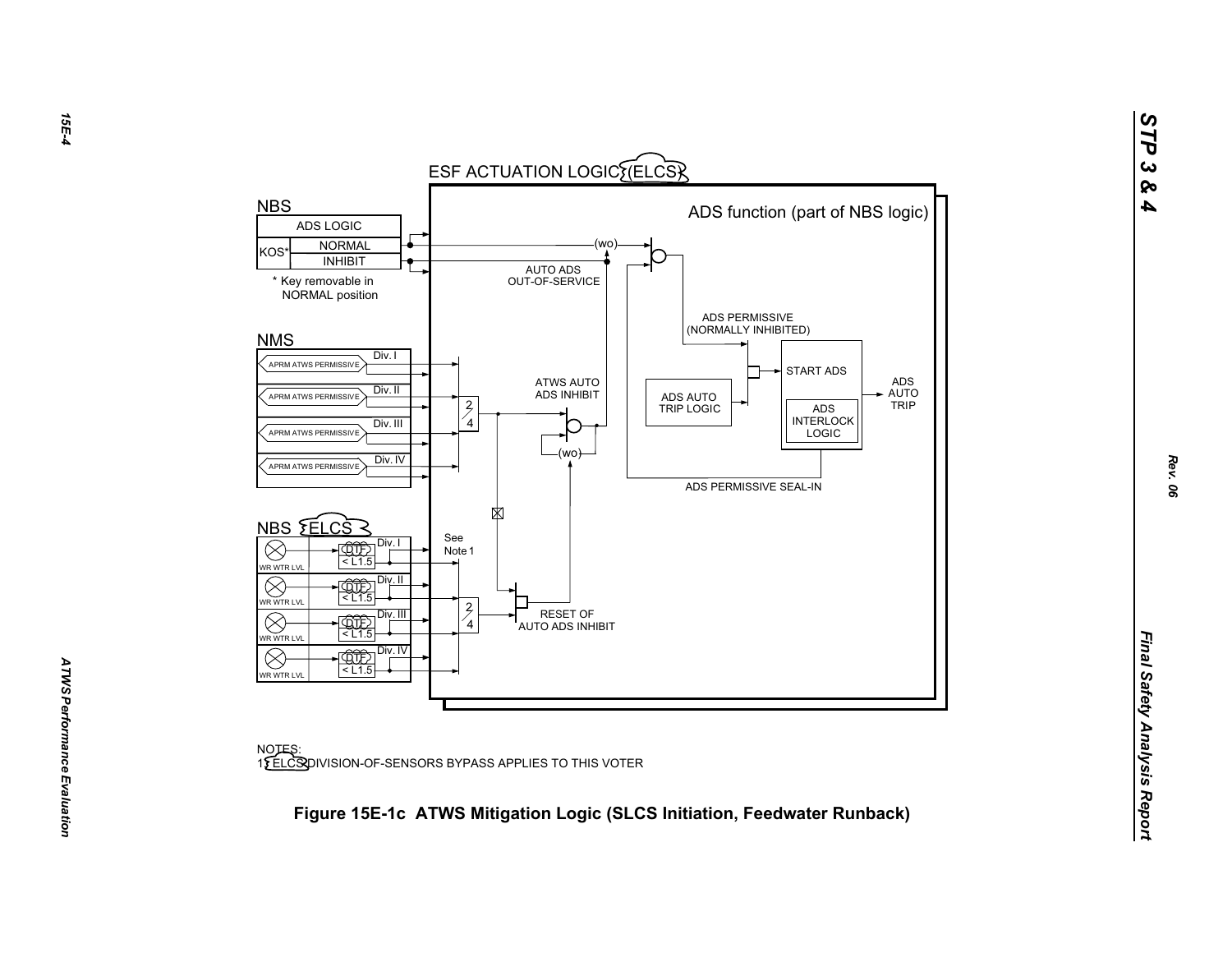ESF ACTUATION LOGIC (ELCS)

ADS function (part of NBS logic)

NBS

ADS LOGIC

KOS*

NORMAL

INHIBIT

* Key removable in NORMAL position

(wo)

AUTO ADS OUT-OF-SERVICE

ADS PERMISSIVE (NORMALLY INHIBITED)

START ADS

ADS AUTO TRIP

ADS AUTO TRIP LOGIC

ADS INTERLOCK LOGIC

ADS PERMISSIVE SEAL-IN

NMS

APRM ATWS PERMISSIVE Div. I

APRM ATWS PERMISSIVE Div. II

APRM ATWS PERMISSIVE Div. III

APRM ATWS PERMISSIVE Div. IV

2/4

ATWS AUTO ADS INHIBIT

(wo)

NBS (ELCS)

WR WTR LVL DTF < L1.5 Div. I

WR WTR LVL DTF < L1.5 Div. II

WR WTR LVL DTF < L1.5 Div. III

WR WTR LVL DTF < L1.5 Div. IV

See Note 1

2/4

RESET OF AUTO ADS INHIBIT

NOTES:

1. (ELCS) DIVISION-OF-SENSORS BYPASS APPLIES TO THIS VOTER

**Figure 15E-1c ATWS Mitigation Logic (SLCS Initiation, Feedwater Runback)**